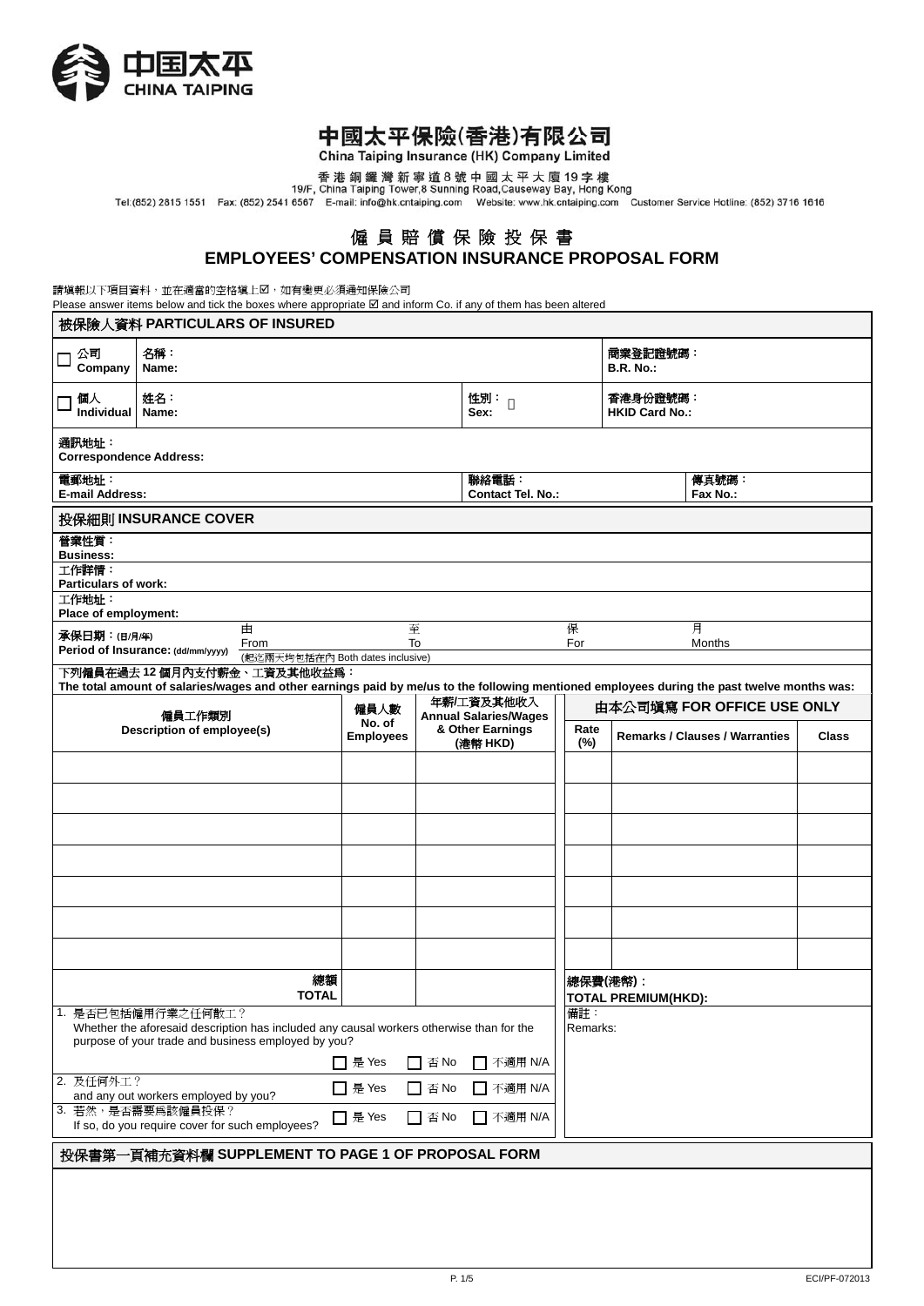中国太平
CHINA TAIPING

# 中國太平保險(香港)有限公司
China Taiping Insurance (HK) Company Limited

香港銅鑼灣新寧道8號中國太平大廈19字樓
19/F, China Taiping Tower,8 Sunning Road,Causeway Bay, Hong Kong
Tel:(852) 2815 1551 Fax: (852) 2541 6567 E-mail: info@hk.cntaiping.com Website: www.hk.cntaiping.com Customer Service Hotline: (852) 3716 1616

## 僱員賠償保險投保書
## EMPLOYEES' COMPENSATION INSURANCE PROPOSAL FORM

請填報以下項目資料，並在適當的空格填上☑，如有變更必須通知保險公司
Please answer items below and tick the boxes where appropriate ☑ and inform Co. if any of them has been altered

### 被保險人資料 PARTICULARS OF INSURED

| | | | |
|---|---|---|---|
| ☐ 公司 Company | 名稱： Name: | | 商業登記證號碼： B.R. No.: |
| ☐ 個人 Individual | 姓名： Name: | 性別： Sex: | 香港身份證號碼： HKID Card No.: |

通訊地址：
Correspondence Address:

| | | |
|---|---|---|
| 電郵地址： E-mail Address: | 聯絡電話： Contact Tel. No.: | 傳真號碼： Fax No.: |

### 投保細則 INSURANCE COVER

營業性質：
Business:

工作詳情：
Particulars of work:

工作地址：
Place of employment:

承保日期：(日/月/年) Period of Insurance: (dd/mm/yyyy) 由 From ______ 至 To ______ 保 For ______ 月 Months
(起迄兩天均包括在內 Both dates inclusive)

下列僱員在過去 12 個月內支付薪金、工資及其他收益爲：
The total amount of salaries/wages and other earnings paid by me/us to the following mentioned employees during the past twelve months was:

| 僱員工作類別 Description of employee(s) | 僱員人數 No. of Employees | 年薪/工資及其他收入 Annual Salaries/Wages & Other Earnings (港幣 HKD) | 由本公司填寫 FOR OFFICE USE ONLY | | |
|---|---|---|---|---|---|
| | | | Rate (%) | Remarks / Clauses / Warranties | Class |
| | | | | | |
| | | | | | |
| | | | | | |
| | | | | | |
| | | | | | |
| | | | | | |
| | | | | | |
| 總額 TOTAL | | | 總保費(港幣)： TOTAL PREMIUM(HKD): | | |

1. 是否已包括僱用行業之任何散工？
   Whether the aforesaid description has included any causal workers otherwise than for the purpose of your trade and business employed by you?
   ☐ 是 Yes ☐ 否 No ☐ 不適用 N/A
2. 及任何外工？
   and any out workers employed by you?
   ☐ 是 Yes ☐ 否 No ☐ 不適用 N/A
3. 若然，是否需要爲該僱員投保？
   If so, do you require cover for such employees?
   ☐ 是 Yes ☐ 否 No ☐ 不適用 N/A

備註：
Remarks:

### 投保書第一頁補充資料欄 SUPPLEMENT TO PAGE 1 OF PROPOSAL FORM

ECI/PF-072013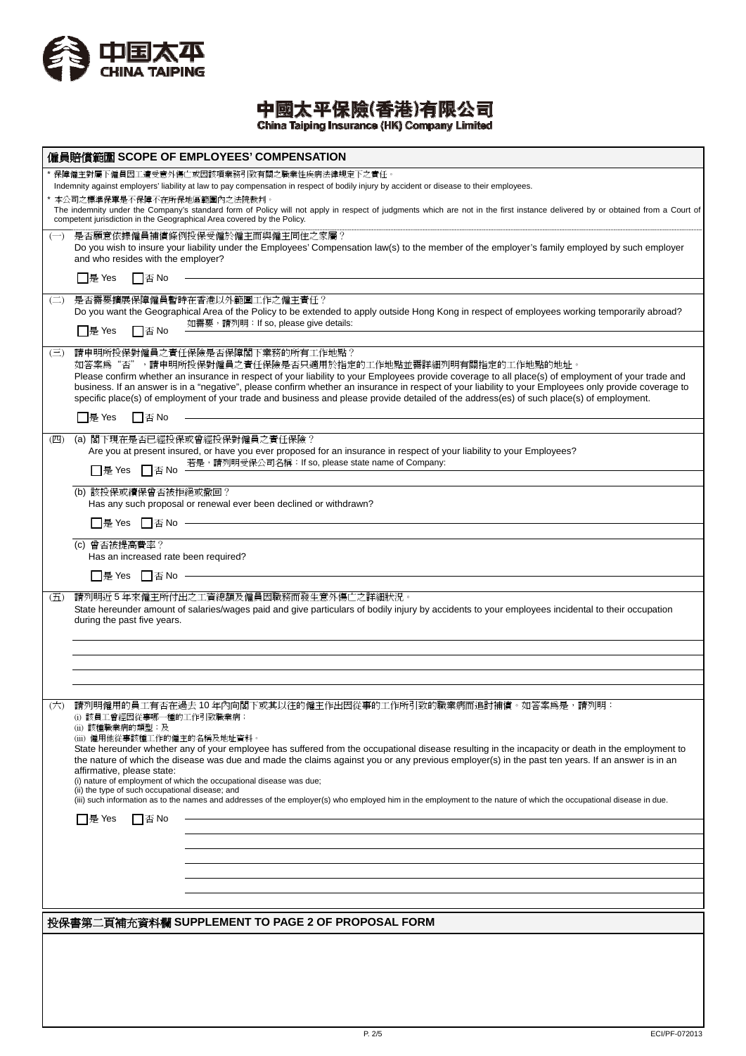# 中国太平 CHINA TAIPING

## 中國太平保險(香港)有限公司
**China Taiping Insurance (HK) Company Limited**

## 僱員賠償範圍 SCOPE OF EMPLOYEES' COMPENSATION

\* 保障僱主對屬下僱員因工遭受意外傷亡或因該項業務引致有關之職業性疾病法律規定下之責任。
Indemnity against employers' liability at law to pay compensation in respect of bodily injury by accident or disease to their employees.

\* 本公司之標準保單是不保障不在所保地區範圍內之法院裁判。
The indemnity under the Company's standard form of Policy will not apply in respect of judgments which are not in the first instance delivered by or obtained from a Court of competent jurisdiction in the Geographical Area covered by the Policy.

(一) 是否願意依據僱員補償條例投保受僱於僱主而與僱主同住之家屬？
Do you wish to insure your liability under the Employees' Compensation law(s) to the member of the employer's family employed by such employer and who resides with the employer?

☐ 是 Yes ☐ 否 No

(二) 是否需要擴展保障僱員暫時在香港以外範圍工作之僱主責任？
Do you want the Geographical Area of the Policy to be extended to apply outside Hong Kong in respect of employees working temporarily abroad?

☐ 是 Yes ☐ 否 No 如需要，請列明：If so, please give details:

(三) 請申明所投保對僱員之責任保險是否保障閣下業務的所有工作地點？
如答案爲"否"，請申明所投保對僱員之責任保險是否只適用於指定的工作地點並需詳細列明有關指定的工作地點的地址。
Please confirm whether an insurance in respect of your liability to your Employees provide coverage to all place(s) of employment of your trade and business. If an answer is in a "negative", please confirm whether an insurance in respect of your liability to your Employees only provide coverage to specific place(s) of employment of your trade and business and please provide detailed of the address(es) of such place(s) of employment.

☐ 是 Yes ☐ 否 No

(四) (a) 閣下現在是否已經投保或曾經投保對僱員之責任保險？
Are you at present insured, or have you ever proposed for an insurance in respect of your liability to your Employees?

☐ 是 Yes ☐ 否 No 若是，請列明受保公司名稱：If so, please state name of Company:

(b) 該投保或續保曾否被拒絕或撤回？
Has any such proposal or renewal ever been declined or withdrawn?

☐ 是 Yes ☐ 否 No

(c) 曾否被提高費率？
Has an increased rate been required?

☐ 是 Yes ☐ 否 No

(五) 請列明近 5 年來僱主所付出之工資總額及僱員因職務而發生意外傷亡之詳細狀況。
State hereunder amount of salaries/wages paid and give particulars of bodily injury by accidents to your employees incidental to their occupation during the past five years.

(六) 請列明僱用的員工有否在過去 10 年內向閣下或其以往的僱主作出因從事的工作所引致的職業病而追討補償。如答案爲是，請列明：
(i) 該員工曾經因從事哪一種的工作引致職業病；
(ii) 該種職業病的類型；及
(iii) 僱用他從事該種工作的僱主的名稱及地址資料。
State hereunder whether any of your employee has suffered from the occupational disease resulting in the incapacity or death in the employment to the nature of which the disease was due and made the claims against you or any previous employer(s) in the past ten years. If an answer is in an affirmative, please state:
(i) nature of employment of which the occupational disease was due;
(ii) the type of such occupational disease; and
(iii) such information as to the names and addresses of the employer(s) who employed him in the employment to the nature of which the occupational disease in due.

☐ 是 Yes ☐ 否 No

## 投保書第二頁補充資料欄 SUPPLEMENT TO PAGE 2 OF PROPOSAL FORM

ECI/PF-072013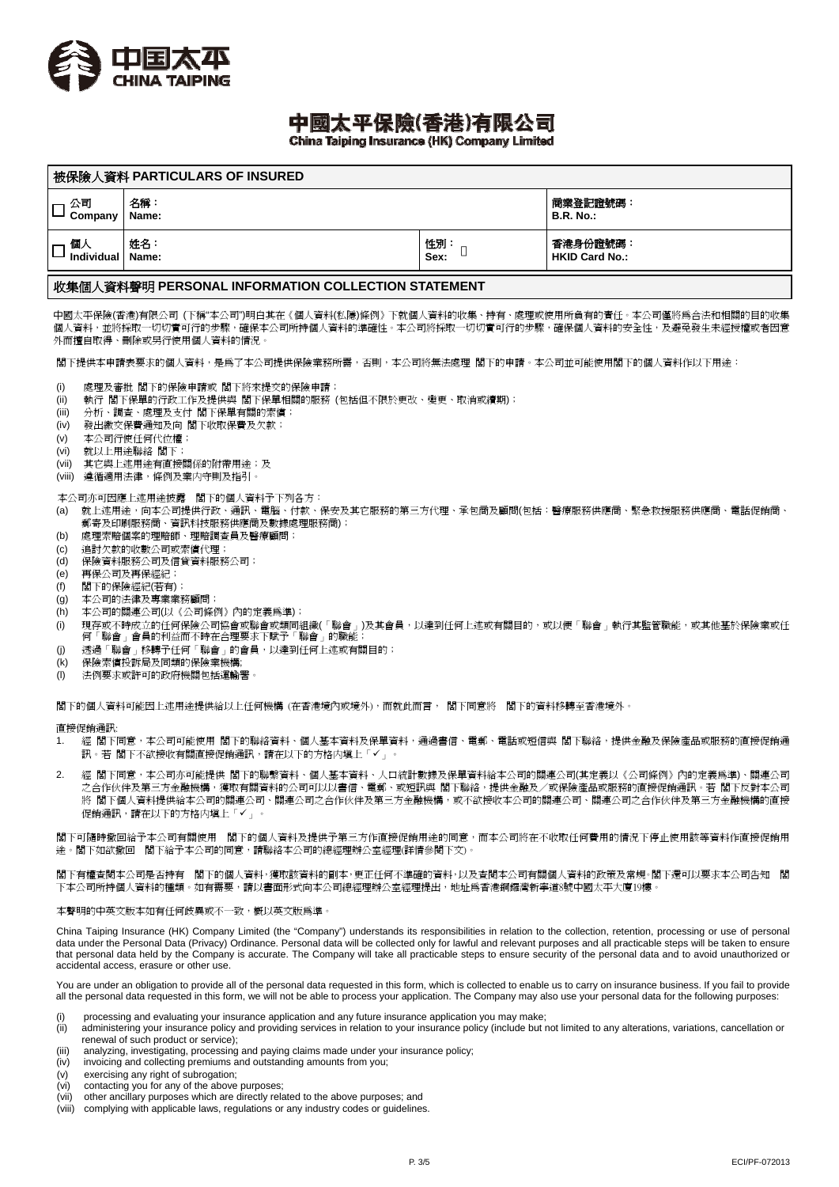# 中國太平保險(香港)有限公司

**China Taiping Insurance (HK) Company Limited**

## 被保險人資料 PARTICULARS OF INSURED

| | | | |
|---|---|---|---|
| ☐ 公司 Company | 名稱： Name: | | 商業登記證號碼： B.R. No.: |
| ☐ 個人 Individual | 姓名： Name: | 性別： Sex: | 香港身份證號碼： HKID Card No.: |

## 收集個人資料聲明 PERSONAL INFORMATION COLLECTION STATEMENT

中國太平保險(香港)有限公司（下稱"本公司")明白其在《個人資料(私隱)條例》下就個人資料的收集、持有、處理或使用所負有的責任。本公司僅將爲合法和相關的目的收集個人資料，並將採取一切切實可行的步驟，確保本公司所持個人資料的準確性。本公司將採取一切切實可行的步驟，確保個人資料的安全性，及避免發生未經授權或者因意外而擅自取得、刪除或另行使用個人資料的情況。

閣下提供本申請表要求的個人資料，是爲了本公司提供保險業務所需，否則，本公司將無法處理 閣下的申請。本公司並可能使用閣下的個人資料作以下用途：

(i) 處理及審批 閣下的保險申請或 閣下將來提交的保險申請；
(ii) 執行 閣下保單的行政工作及提供與 閣下保單相關的服務（包括但不限於更改、變更、取消或續期)；
(iii) 分析、調查、處理及支付 閣下保單有關的索償；
(iv) 發出繳交保費通知及向 閣下收取保費及欠款；
(v) 本公司行使任何代位權；
(vi) 就以上用途聯絡 閣下；
(vii) 其它與上述用途有直接關係的附帶用途；及
(viii) 遵循適用法律，條例及業內守則及指引。

本公司亦可因應上述用途披露 閣下的個人資料予下列各方：

(a) 就上述用途，向本公司提供行政、通訊、電腦、付款、保安及其它服務的第三方代理、承包商及顧問(包括：醫療服務供應商、緊急救援服務供應商、電話促銷商、郵寄及印刷服務商、資訊科技服務供應商及數據處理服務商)；
(b) 處理索賠個案的理賠師、理賠調查員及醫療顧問；
(c) 追討欠款的收數公司或索償代理；
(d) 保險資料服務公司及信貸資料服務公司；
(e) 再保公司及再保經紀；
(f) 閣下的保險經紀(若有)；
(g) 本公司的法律及專業業務顧問；
(h) 本公司的關連公司(以《公司條例》內的定義爲準)；
(i) 現存或不時成立的任何保險公司協會或聯會或類同組織(「聯會」)及其會員，以達到任何上述或有關目的，或以便「聯會」執行其監管職能，或其他基於保險業或任何「聯會」會員的利益而不時在合理要求下賦予「聯會」的職能；
(j) 透過「聯會」移轉予任何「聯會」的會員，以達到任何上述或有關目的；
(k) 保險索償投訴局及同類的保險業機構;
(l) 法例要求或許可的政府機關包括運輸署。

閣下的個人資料可能因上述用途提供給以上任何機構（在香港境內或境外)，而就此而言， 閣下同意將 閣下的資料移轉至香港境外。

直接促銷通訊:

1. 經 閣下同意，本公司可能使用 閣下的聯絡資料、個人基本資料及保單資料，通過書信、電郵、電話或短信與 閣下聯絡，提供金融及保險產品或服務的直接促銷通訊。若 閣下不欲接收有關直接促銷通訊，請在以下的方格內填上「✓」。

2. 經 閣下同意，本公司亦可能提供 閣下的聯繫資料、個人基本資料、人口統計數據及保單資料給本公司的關連公司(其定義以《公司條例》內的定義爲準)、關連公司之合作伙伴及第三方金融機構，獲取有關資料的公司可以以書信、電郵、或短訊與 閣下聯絡，提供金融及／或保險產品或服務的直接促銷通訊。若 閣下反對本公司將 閣下個人資料提供給本公司的關連公司、關連公司之合作伙伴及第三方金融機構，或不欲接收本公司的關連公司、關連公司之合作伙伴及第三方金融機構的直接促銷通訊，請在以下的方格內填上「✓」。

閣下可隨時撤回給予本公司有關使用 閣下的個人資料及提供予第三方作直接促銷用途的同意，而本公司將在不收取任何費用的情況下停止使用該等資料作直接促銷用途。閣下如欲撤回 閣下給予本公司的同意，請聯絡本公司的總經理辦公室經理(詳情參閱下文)。

閣下有權查閱本公司是否持有 閣下的個人資料，獲取該資料的副本，更正任何不準確的資料，以及查閱本公司有關個人資料的政策及常規。閣下還可以要求本公司告知 閣下本公司所持個人資料的種類。如有需要，請以書面形式向本公司總經理辦公室經理提出，地址爲香港銅鑼灣新寧道8號中國太平大廈19樓。

本聲明的中英文版本如有任何歧異或不一致，概以英文版爲準。

China Taiping Insurance (HK) Company Limited (the "Company") understands its responsibilities in relation to the collection, retention, processing or use of personal data under the Personal Data (Privacy) Ordinance. Personal data will be collected only for lawful and relevant purposes and all practicable steps will be taken to ensure that personal data held by the Company is accurate. The Company will take all practicable steps to ensure security of the personal data and to avoid unauthorized or accidental access, erasure or other use.

You are under an obligation to provide all of the personal data requested in this form, which is collected to enable us to carry on insurance business. If you fail to provide all the personal data requested in this form, we will not be able to process your application. The Company may also use your personal data for the following purposes:

(i) processing and evaluating your insurance application and any future insurance application you may make;
(ii) administering your insurance policy and providing services in relation to your insurance policy (include but not limited to any alterations, variations, cancellation or renewal of such product or service);
(iii) analyzing, investigating, processing and paying claims made under your insurance policy;
(iv) invoicing and collecting premiums and outstanding amounts from you;
(v) exercising any right of subrogation;
(vi) contacting you for any of the above purposes;
(vii) other ancillary purposes which are directly related to the above purposes; and
(viii) complying with applicable laws, regulations or any industry codes or guidelines.

ECI/PF-072013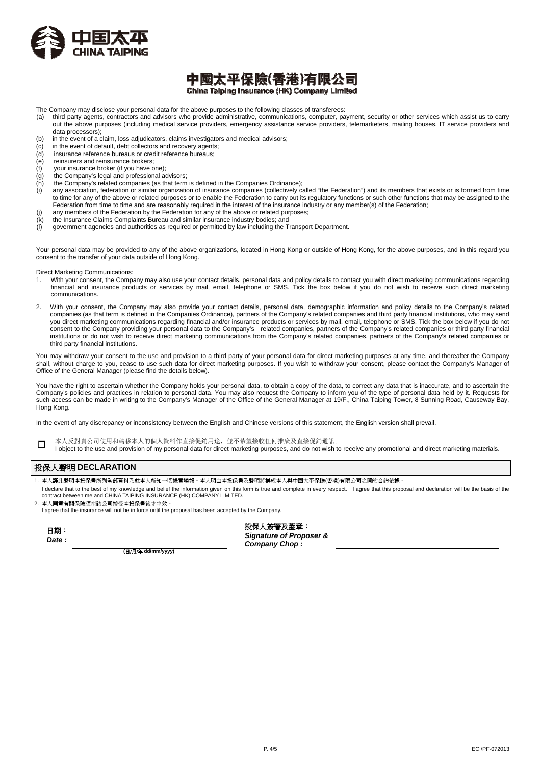中国太平
CHINA TAIPING

# 中國太平保險(香港)有限公司
**China Taiping Insurance (HK) Company Limited**

The Company may disclose your personal data for the above purposes to the following classes of transferees:

(a) third party agents, contractors and advisors who provide administrative, communications, computer, payment, security or other services which assist us to carry out the above purposes (including medical service providers, emergency assistance service providers, telemarketers, mailing houses, IT service providers and data processors);
(b) in the event of a claim, loss adjudicators, claims investigators and medical advisors;
(c) in the event of default, debt collectors and recovery agents;
(d) insurance reference bureaus or credit reference bureaus;
(e) reinsurers and reinsurance brokers;
(f) your insurance broker (if you have one);
(g) the Company's legal and professional advisors;
(h) the Company's related companies (as that term is defined in the Companies Ordinance);
(i) any association, federation or similar organization of insurance companies (collectively called "the Federation") and its members that exists or is formed from time to time for any of the above or related purposes or to enable the Federation to carry out its regulatory functions or such other functions that may be assigned to the Federation from time to time and are reasonably required in the interest of the insurance industry or any member(s) of the Federation;
(j) any members of the Federation by the Federation for any of the above or related purposes;
(k) the Insurance Claims Complaints Bureau and similar insurance industry bodies; and
(l) government agencies and authorities as required or permitted by law including the Transport Department.

Your personal data may be provided to any of the above organizations, located in Hong Kong or outside of Hong Kong, for the above purposes, and in this regard you consent to the transfer of your data outside of Hong Kong.

Direct Marketing Communications:

1. With your consent, the Company may also use your contact details, personal data and policy details to contact you with direct marketing communications regarding financial and insurance products or services by mail, email, telephone or SMS. Tick the box below if you do not wish to receive such direct marketing communications.
2. With your consent, the Company may also provide your contact details, personal data, demographic information and policy details to the Company's related companies (as that term is defined in the Companies Ordinance), partners of the Company's related companies and third party financial institutions, who may send you direct marketing communications regarding financial and/or insurance products or services by mail, email, telephone or SMS. Tick the box below if you do not consent to the Company providing your personal data to the Company's related companies, partners of the Company's related companies or third party financial institutions or do not wish to receive direct marketing communications from the Company's related companies, partners of the Company's related companies or third party financial institutions.

You may withdraw your consent to the use and provision to a third party of your personal data for direct marketing purposes at any time, and thereafter the Company shall, without charge to you, cease to use such data for direct marketing purposes. If you wish to withdraw your consent, please contact the Company's Manager of Office of the General Manager (please find the details below).

You have the right to ascertain whether the Company holds your personal data, to obtain a copy of the data, to correct any data that is inaccurate, and to ascertain the Company's policies and practices in relation to personal data. You may also request the Company to inform you of the type of personal data held by it. Requests for such access can be made in writing to the Company's Manager of the Office of the General Manager at 19/F., China Taiping Tower, 8 Sunning Road, Causeway Bay, Hong Kong.

In the event of any discrepancy or inconsistency between the English and Chinese versions of this statement, the English version shall prevail.

☐ 本人反對貴公司使用和轉移本人的個人資料作直接促銷用途，並不希望接收任何推廣及直接促銷通訊。
I object to the use and provision of my personal data for direct marketing purposes, and do not wish to receive any promotional and direct marketing materials.

## 投保人聲明 DECLARATION

1. 本人謹此聲明本投保書所列全部資料乃就本人所知一切據實填報。本人明白本投保書及聲明將構成本人與中國太平保險(香港)有限公司之間的合約依據。
I declare that to the best of my knowledge and belief the information given on this form is true and complete in every respect. I agree that this proposal and declaration will be the basis of the contract between me and CHINA TAIPING INSURANCE (HK) COMPANY LIMITED.
2. 本人同意有關保險須在該公司接受本投保書後才生效。
I agree that the insurance will not be in force until the proposal has been accepted by the Company.

日期：
*Date :* ____________________
(日/月/年 dd/mm/yyyy)

投保人簽署及蓋章：
*Signature of Proposer & Company Chop :* ____________________

ECI/PF-072013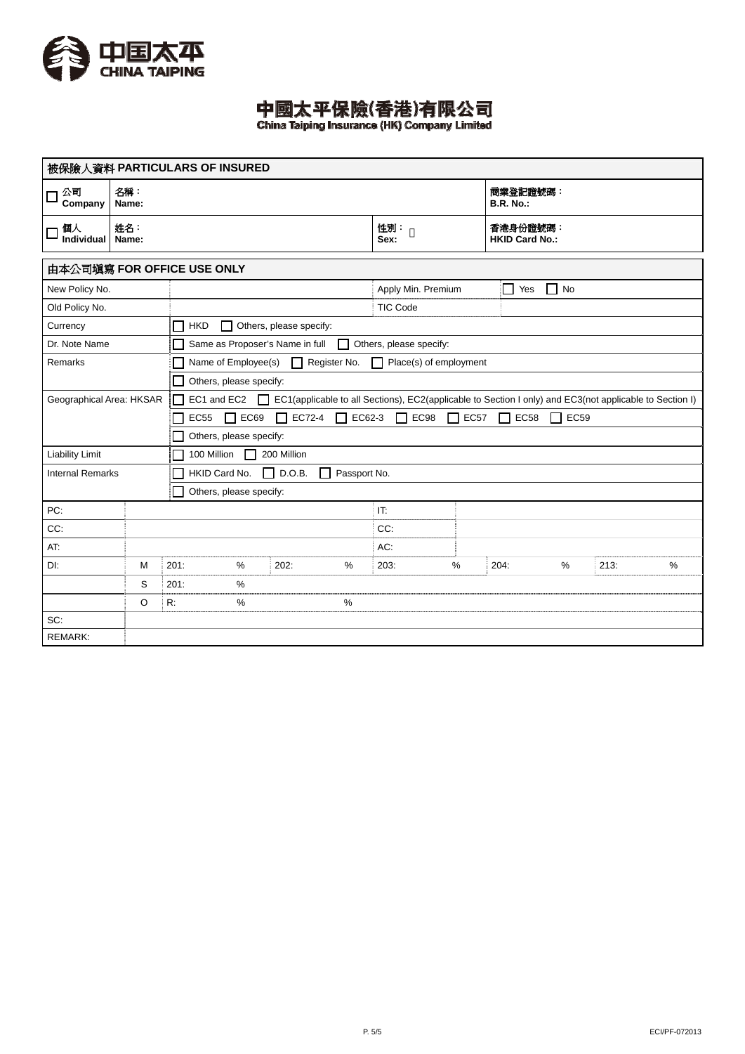中国太平
CHINA TAIPING

# 中國太平保險(香港)有限公司
**China Taiping Insurance (HK) Company Limited**

| 被保險人資料 PARTICULARS OF INSURED | | | |
|---|---|---|---|
| ☐ 公司 Company | 名稱：Name: | | 商業登記證號碼：B.R. No.: |
| ☐ 個人 Individual | 姓名：Name: | 性別：Sex: | 香港身份證號碼：HKID Card No.: |

| 由本公司填寫 FOR OFFICE USE ONLY | | | |
|---|---|---|---|
| New Policy No. | | Apply Min. Premium | ☐ Yes ☐ No |
| Old Policy No. | | TIC Code | |
| Currency | ☐ HKD ☐ Others, please specify: | | |
| Dr. Note Name | ☐ Same as Proposer's Name in full ☐ Others, please specify: | | |
| Remarks | ☐ Name of Employee(s) ☐ Register No. ☐ Place(s) of employment | | |
| | ☐ Others, please specify: | | |
| Geographical Area: HKSAR | ☐ EC1 and EC2 ☐ EC1(applicable to all Sections), EC2(applicable to Section I only) and EC3(not applicable to Section I) | | |
| | ☐ EC55 ☐ EC69 ☐ EC72-4 ☐ EC62-3 ☐ EC98 ☐ EC57 ☐ EC58 ☐ EC59 | | |
| | ☐ Others, please specify: | | |
| Liability Limit | ☐ 100 Million ☐ 200 Million | | |
| Internal Remarks | ☐ HKID Card No. ☐ D.O.B. ☐ Passport No. | | |
| | ☐ Others, please specify: | | |

| | | | | | | | | | | | |
|---|---|---|---|---|---|---|---|---|---|---|---|
| PC: | | | | | | IT: | | | | | |
| CC: | | | | | | CC: | | | | | |
| AT: | | | | | | AC: | | | | | |
| DI: | M | 201: | % | 202: | % | 203: | % | 204: | % | 213: | % |
| | S | 201: | % | | | | | | | | |
| | O | R: | % | | % | | | | | | |
| SC: | | | | | | | | | | | |
| REMARK: | | | | | | | | | | | |

ECI/PF-072013